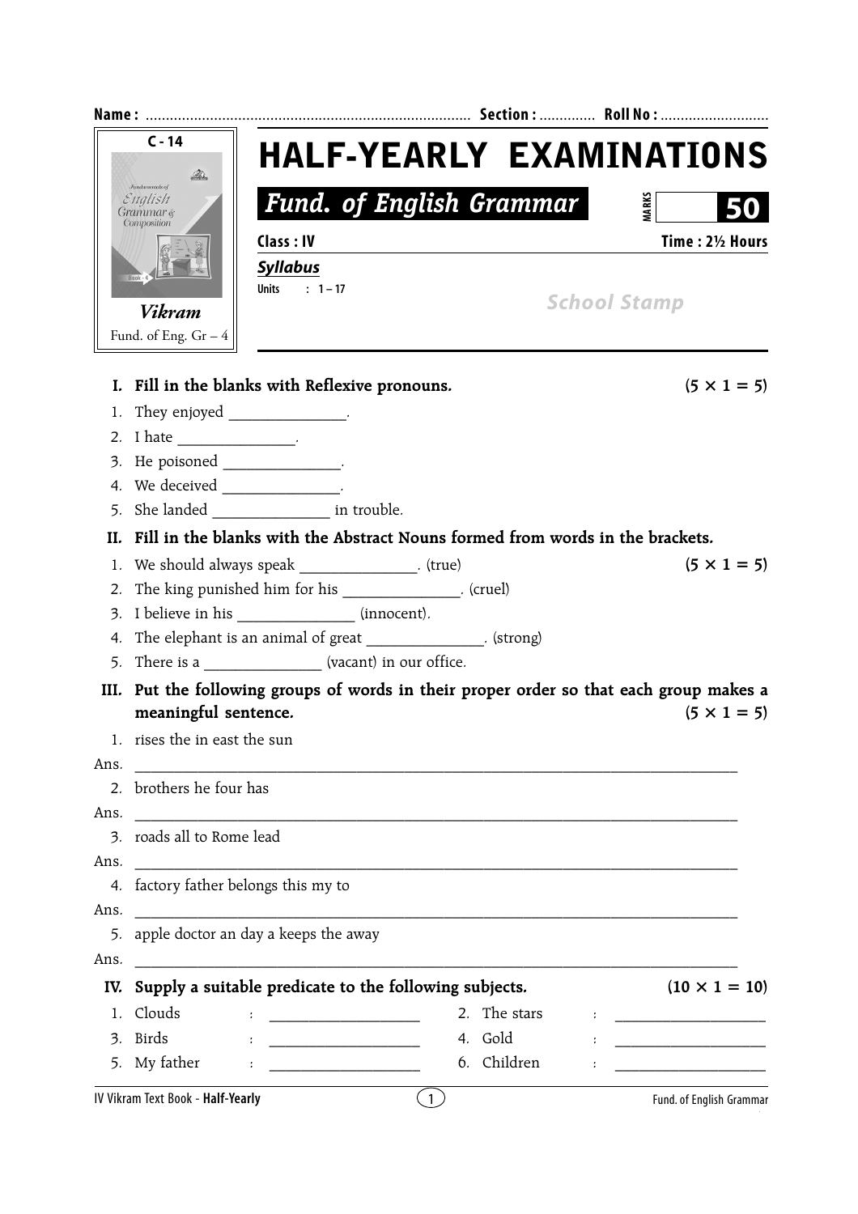Name : ................................................................................ Section : ............. Roll No : ...........................

C - 14

Fundamentals of English Grammar & Composition

Book - 4

*Vikram*

Fund. of Eng. Gr – 4

# HALF-YEARLY EXAMINATIONS

## *Fund. of English Grammar*

MARKS **50**

**Class : IV** **Time : 2½ Hours**

***Syllabus***

**Units : 1 – 17**

*School Stamp*

**I. Fill in the blanks with Reflexive pronouns.** **(5 × 1 = 5)**

1. They enjoyed _______________.
2. I hate _______________.
3. He poisoned _______________.
4. We deceived _______________.
5. She landed _______________ in trouble.

**II. Fill in the blanks with the Abstract Nouns formed from words in the brackets.** **(5 × 1 = 5)**

1. We should always speak _______________. (true)
2. The king punished him for his _______________. (cruel)
3. I believe in his _______________ (innocent).
4. The elephant is an animal of great _______________. (strong)
5. There is a _______________ (vacant) in our office.

**III. Put the following groups of words in their proper order so that each group makes a meaningful sentence.** **(5 × 1 = 5)**

1. rises the in east the sun

Ans. ________________________________________________________________________________

2. brothers he four has

Ans. ________________________________________________________________________________

3. roads all to Rome lead

Ans. ________________________________________________________________________________

4. factory father belongs this my to

Ans. ________________________________________________________________________________

5. apple doctor an day a keeps the away

Ans. ________________________________________________________________________________

**IV. Supply a suitable predicate to the following subjects.** **(10 × 1 = 10)**

1. Clouds : ____________________
2. The stars : ____________________
3. Birds : ____________________
4. Gold : ____________________
5. My father : ____________________
6. Children : ____________________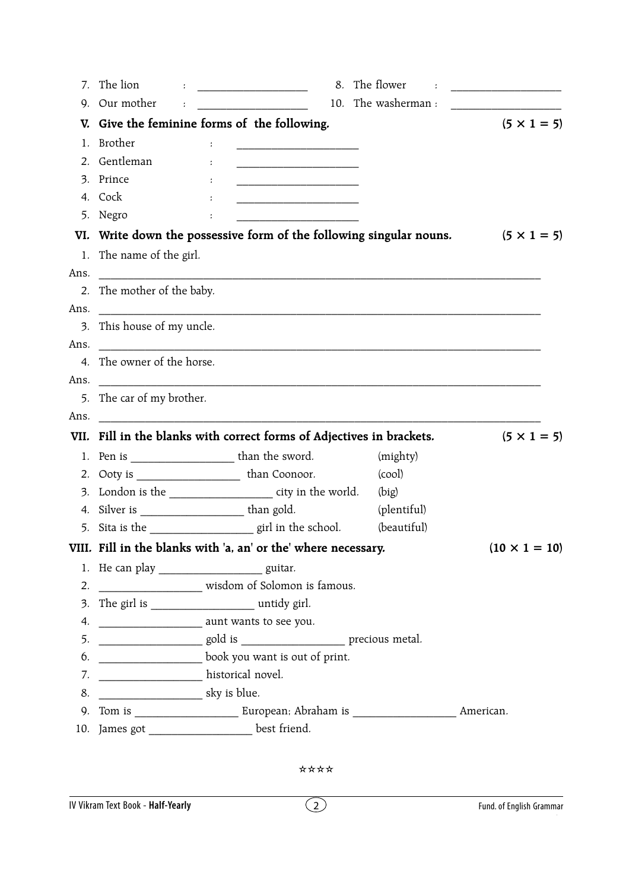7. The lion : ____________________ 8. The flower : ____________________

9. Our mother : ____________________ 10. The washerman : ____________________

**V. Give the feminine forms of the following. (5 × 1 = 5)**

1. Brother : ______________________
2. Gentleman : ______________________
3. Prince : ______________________
4. Cock : ______________________
5. Negro : ______________________

**VI. Write down the possessive form of the following singular nouns. (5 × 1 = 5)**

1. The name of the girl.

Ans. ________________________________________________________________________________

2. The mother of the baby.

Ans. ________________________________________________________________________________

3. This house of my uncle.

Ans. ________________________________________________________________________________

4. The owner of the horse.

Ans. ________________________________________________________________________________

5. The car of my brother.

Ans. ________________________________________________________________________________

**VII. Fill in the blanks with correct forms of Adjectives in brackets. (5 × 1 = 5)**

1. Pen is __________________ than the sword. (mighty)
2. Ooty is __________________ than Coonoor. (cool)
3. London is the __________________ city in the world. (big)
4. Silver is __________________ than gold. (plentiful)
5. Sita is the __________________ girl in the school. (beautiful)

**VIII. Fill in the blanks with 'a, an' or the' where necessary. (10 × 1 = 10)**

1. He can play __________________ guitar.
2. __________________ wisdom of Solomon is famous.
3. The girl is __________________ untidy girl.
4. __________________ aunt wants to see you.
5. __________________ gold is __________________ precious metal.
6. __________________ book you want is out of print.
7. __________________ historical novel.
8. __________________ sky is blue.
9. Tom is __________________ European; Abraham is __________________ American.
10. James got __________________ best friend.

☆☆☆☆